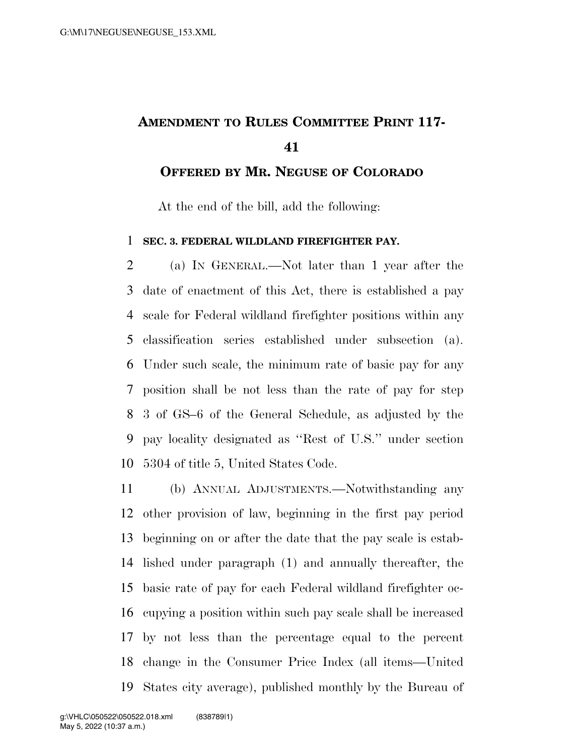# AMENDMENT TO RULES COMMITTEE PRINT 117-41

## OFFERED BY MR. NEGUSE OF COLORADO

At the end of the bill, add the following:

**SEC. 3. FEDERAL WILDLAND FIREFIGHTER PAY.**

(a) IN GENERAL.—Not later than 1 year after the date of enactment of this Act, there is established a pay scale for Federal wildland firefighter positions within any classification series established under subsection (a). Under such scale, the minimum rate of basic pay for any position shall be not less than the rate of pay for step 3 of GS–6 of the General Schedule, as adjusted by the pay locality designated as ''Rest of U.S.'' under section 5304 of title 5, United States Code.

(b) ANNUAL ADJUSTMENTS.—Notwithstanding any other provision of law, beginning in the first pay period beginning on or after the date that the pay scale is established under paragraph (1) and annually thereafter, the basic rate of pay for each Federal wildland firefighter occupying a position within such pay scale shall be increased by not less than the percentage equal to the percent change in the Consumer Price Index (all items—United States city average), published monthly by the Bureau of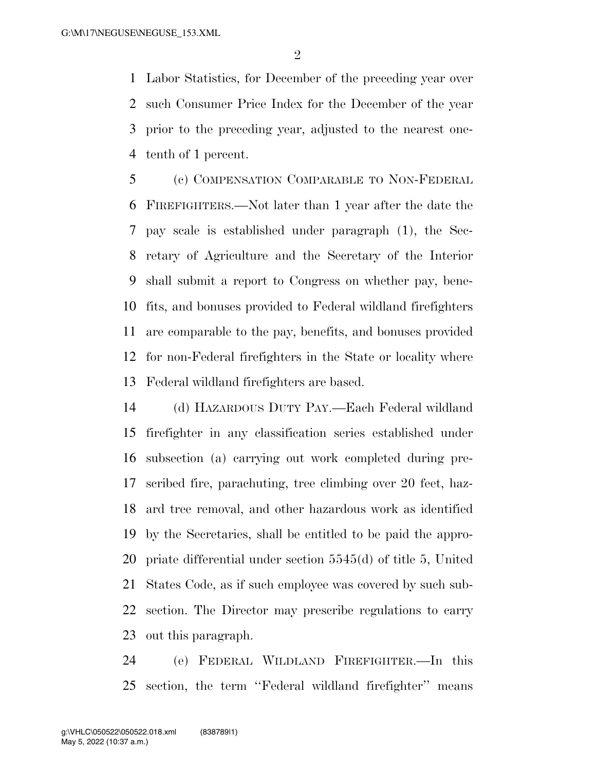Labor Statistics, for December of the preceding year over such Consumer Price Index for the December of the year prior to the preceding year, adjusted to the nearest one-tenth of 1 percent.

(c) COMPENSATION COMPARABLE TO NON-FEDERAL FIREFIGHTERS.—Not later than 1 year after the date the pay scale is established under paragraph (1), the Secretary of Agriculture and the Secretary of the Interior shall submit a report to Congress on whether pay, benefits, and bonuses provided to Federal wildland firefighters are comparable to the pay, benefits, and bonuses provided for non-Federal firefighters in the State or locality where Federal wildland firefighters are based.

(d) HAZARDOUS DUTY PAY.—Each Federal wildland firefighter in any classification series established under subsection (a) carrying out work completed during prescribed fire, parachuting, tree climbing over 20 feet, hazard tree removal, and other hazardous work as identified by the Secretaries, shall be entitled to be paid the appropriate differential under section 5545(d) of title 5, United States Code, as if such employee was covered by such subsection. The Director may prescribe regulations to carry out this paragraph.

(e) FEDERAL WILDLAND FIREFIGHTER.—In this section, the term ''Federal wildland firefighter'' means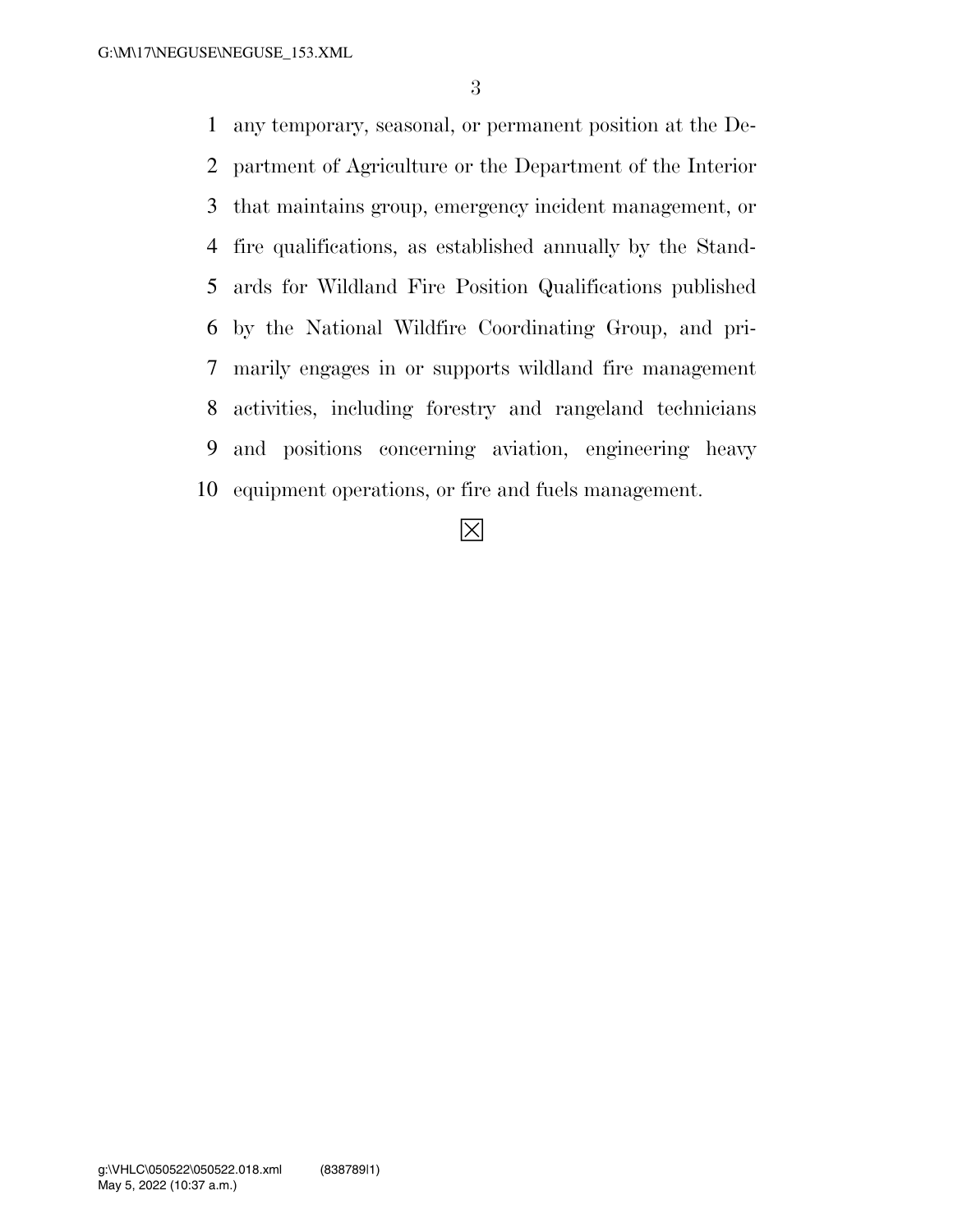any temporary, seasonal, or permanent position at the Department of Agriculture or the Department of the Interior that maintains group, emergency incident management, or fire qualifications, as established annually by the Standards for Wildland Fire Position Qualifications published by the National Wildfire Coordinating Group, and primarily engages in or supports wildland fire management activities, including forestry and rangeland technicians and positions concerning aviation, engineering heavy equipment operations, or fire and fuels management.